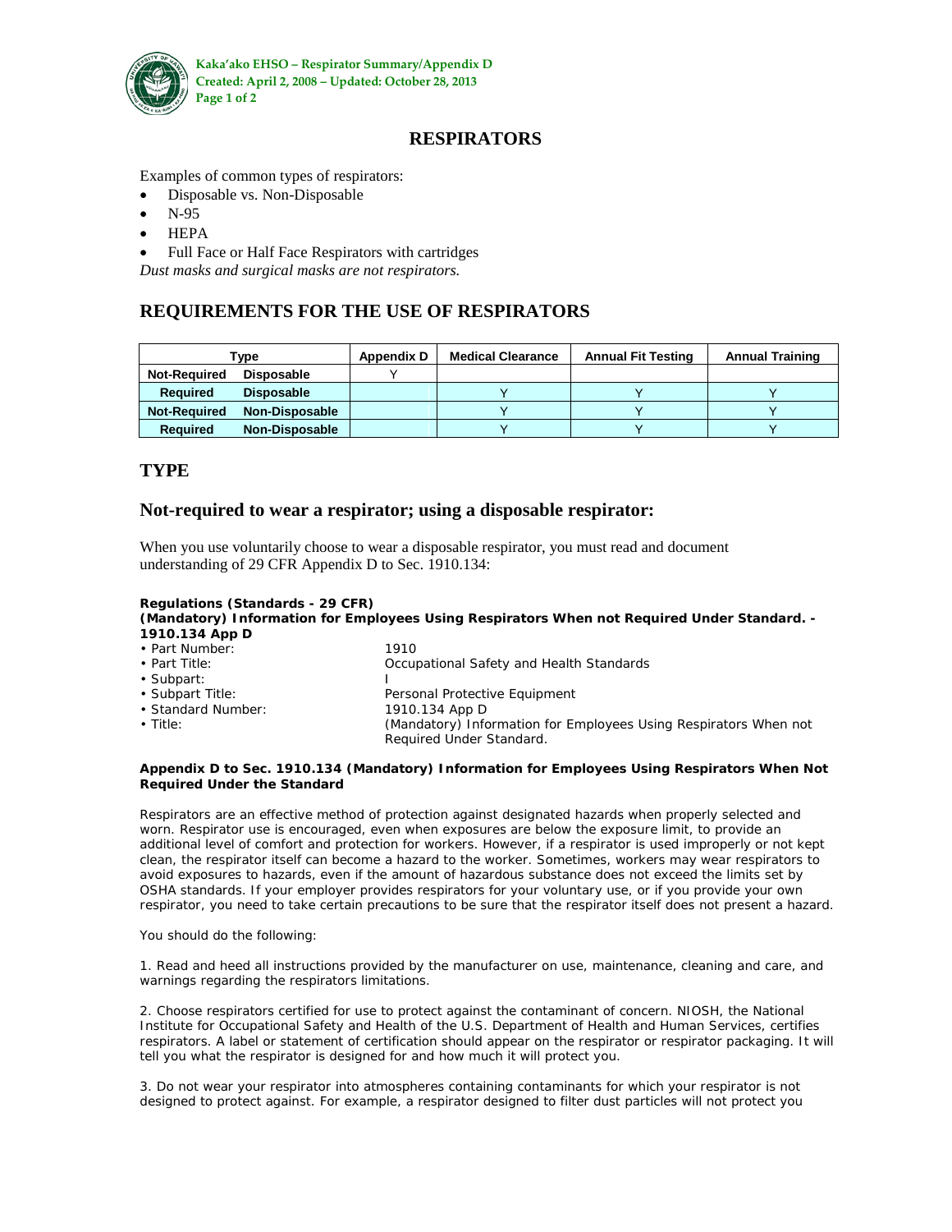# RESPIRATORS

Examples of common types of respirators:

- Disposable vs. Non-Disposable
- N-95
- HEPA
- Full Face or Half Face Respirators with cartridges

*Dust masks and surgical masks are not respirators.*

## REQUIREMENTS FOR THE USE OF RESPIRATORS

| Type | | Appendix D | Medical Clearance | Annual Fit Testing | Annual Training |
|---|---|---|---|---|---|
| **Not-Required** | **Disposable** | Y | | | |
| **Required** | **Disposable** | | Y | Y | Y |
| **Not-Required** | **Non-Disposable** | | Y | Y | Y |
| **Required** | **Non-Disposable** | | Y | Y | Y |

## TYPE

### Not-required to wear a respirator; using a disposable respirator:

When you use voluntarily choose to wear a disposable respirator, you must read and document understanding of 29 CFR Appendix D to Sec. 1910.134:

**Regulations (Standards - 29 CFR)**
**(Mandatory) Information for Employees Using Respirators When not Required Under Standard. - 1910.134 App D**

- Part Number: 1910
- Part Title: Occupational Safety and Health Standards
- Subpart: I
- Subpart Title: Personal Protective Equipment
- Standard Number: 1910.134 App D
- Title: (Mandatory) Information for Employees Using Respirators When not Required Under Standard.

**Appendix D to Sec. 1910.134 (Mandatory) Information for Employees Using Respirators When Not Required Under the Standard**

Respirators are an effective method of protection against designated hazards when properly selected and worn. Respirator use is encouraged, even when exposures are below the exposure limit, to provide an additional level of comfort and protection for workers. However, if a respirator is used improperly or not kept clean, the respirator itself can become a hazard to the worker. Sometimes, workers may wear respirators to avoid exposures to hazards, even if the amount of hazardous substance does not exceed the limits set by OSHA standards. If your employer provides respirators for your voluntary use, or if you provide your own respirator, you need to take certain precautions to be sure that the respirator itself does not present a hazard.

You should do the following:

1. Read and heed all instructions provided by the manufacturer on use, maintenance, cleaning and care, and warnings regarding the respirators limitations.

2. Choose respirators certified for use to protect against the contaminant of concern. NIOSH, the National Institute for Occupational Safety and Health of the U.S. Department of Health and Human Services, certifies respirators. A label or statement of certification should appear on the respirator or respirator packaging. It will tell you what the respirator is designed for and how much it will protect you.

3. Do not wear your respirator into atmospheres containing contaminants for which your respirator is not designed to protect against. For example, a respirator designed to filter dust particles will not protect you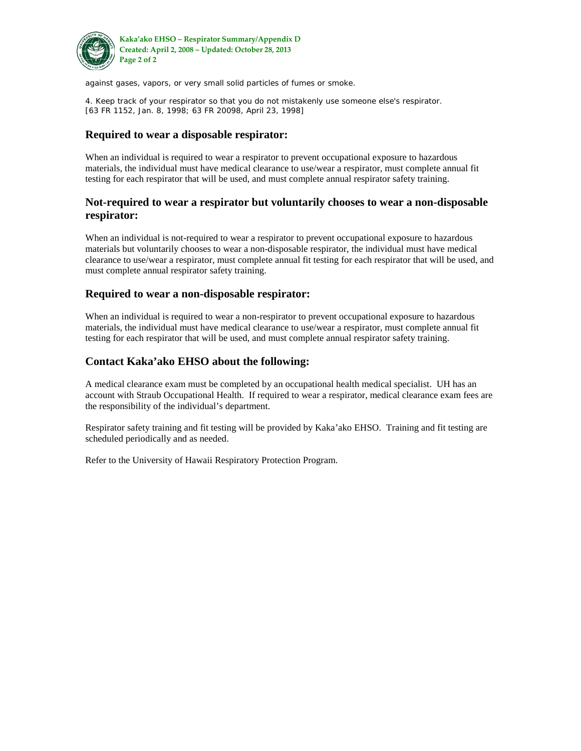against gases, vapors, or very small solid particles of fumes or smoke.

4. Keep track of your respirator so that you do not mistakenly use someone else's respirator.
[63 FR 1152, Jan. 8, 1998; 63 FR 20098, April 23, 1998]

## Required to wear a disposable respirator:

When an individual is required to wear a respirator to prevent occupational exposure to hazardous materials, the individual must have medical clearance to use/wear a respirator, must complete annual fit testing for each respirator that will be used, and must complete annual respirator safety training.

## Not-required to wear a respirator but voluntarily chooses to wear a non-disposable respirator:

When an individual is not-required to wear a respirator to prevent occupational exposure to hazardous materials but voluntarily chooses to wear a non-disposable respirator, the individual must have medical clearance to use/wear a respirator, must complete annual fit testing for each respirator that will be used, and must complete annual respirator safety training.

## Required to wear a non-disposable respirator:

When an individual is required to wear a non-respirator to prevent occupational exposure to hazardous materials, the individual must have medical clearance to use/wear a respirator, must complete annual fit testing for each respirator that will be used, and must complete annual respirator safety training.

## Contact Kaka'ako EHSO about the following:

A medical clearance exam must be completed by an occupational health medical specialist. UH has an account with Straub Occupational Health. If required to wear a respirator, medical clearance exam fees are the responsibility of the individual's department.

Respirator safety training and fit testing will be provided by Kaka'ako EHSO. Training and fit testing are scheduled periodically and as needed.

Refer to the University of Hawaii Respiratory Protection Program.